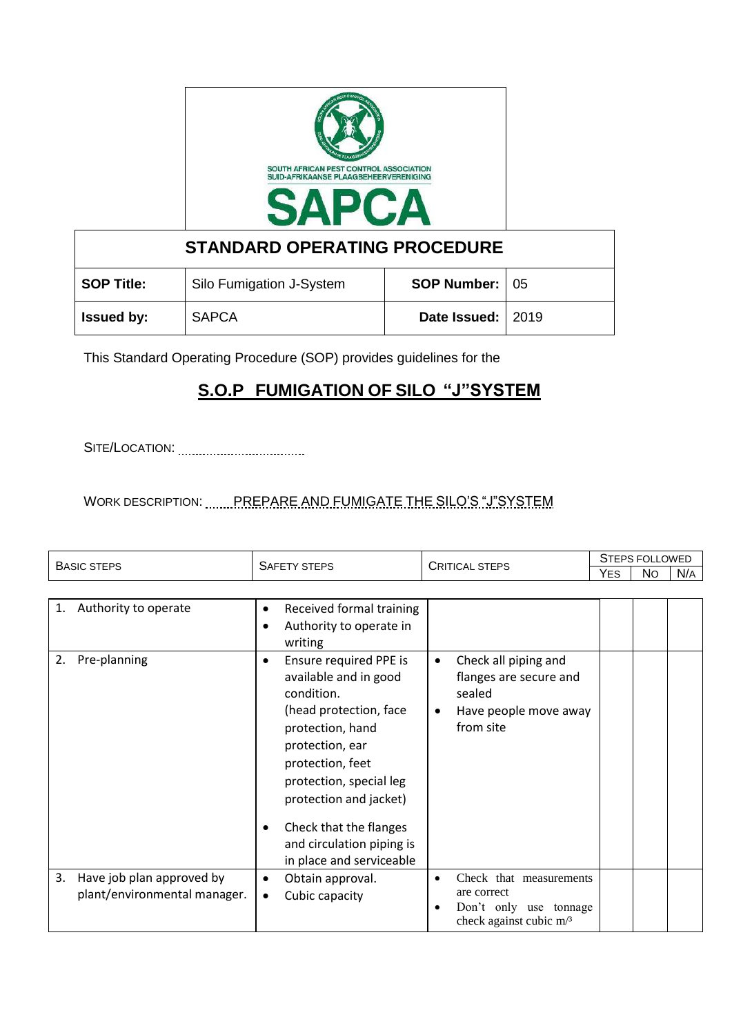SOUTH AFRICAN PEST CONTROL ASSOCIATION
SUID-AFRIKAANSE PLAAGBEHEERVERENIGING

SAPCA

| STANDARD OPERATING PROCEDURE | | | |
|---|---|---|---|
| **SOP Title:** | Silo Fumigation J-System | **SOP Number:** | 05 |
| **Issued by:** | SAPCA | **Date Issued:** | 2019 |

This Standard Operating Procedure (SOP) provides guidelines for the

## S.O.P FUMIGATION OF SILO "J"SYSTEM

SITE/LOCATION: ..................................

WORK DESCRIPTION: ......PREPARE AND FUMIGATE THE SILO'S "J"SYSTEM

| BASIC STEPS | SAFETY STEPS | CRITICAL STEPS | STEPS FOLLOWED | | |
|---|---|---|---|---|---|
| | | | YES | NO | N/A |
| 1. Authority to operate | • Received formal training<br>• Authority to operate in writing | | | | |
| 2. Pre-planning | • Ensure required PPE is available and in good condition. (head protection, face protection, hand protection, ear protection, feet protection, special leg protection and jacket)<br>• Check that the flanges and circulation piping is in place and serviceable | • Check all piping and flanges are secure and sealed<br>• Have people move away from site | | | |
| 3. Have job plan approved by plant/environmental manager. | • Obtain approval.<br>• Cubic capacity | • Check that measurements are correct<br>• Don't only use tonnage check against cubic $m^3$ | | | |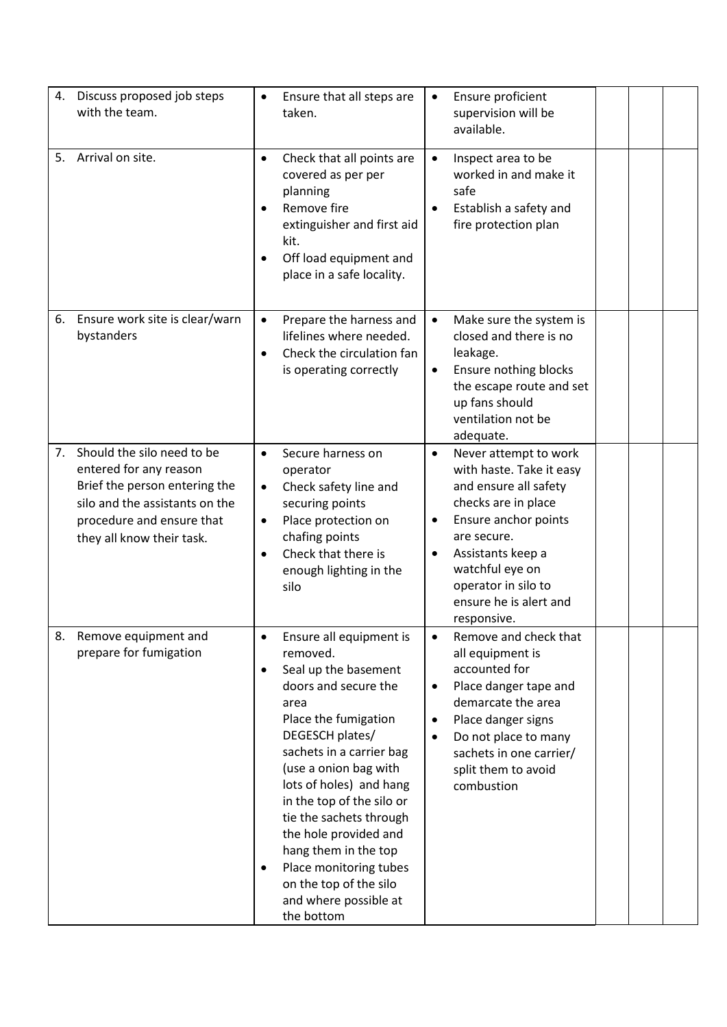| | | | | | |
|---|---|---|---|---|---|
| 4. Discuss proposed job steps with the team. | • Ensure that all steps are taken. | • Ensure proficient supervision will be available. | | | |
| 5. Arrival on site. | • Check that all points are covered as per per planning<br>• Remove fire extinguisher and first aid kit.<br>• Off load equipment and place in a safe locality. | • Inspect area to be worked in and make it safe<br>• Establish a safety and fire protection plan | | | |
| 6. Ensure work site is clear/warn bystanders | • Prepare the harness and lifelines where needed.<br>• Check the circulation fan is operating correctly | • Make sure the system is closed and there is no leakage.<br>• Ensure nothing blocks the escape route and set up fans should ventilation not be adequate. | | | |
| 7. Should the silo need to be entered for any reason Brief the person entering the silo and the assistants on the procedure and ensure that they all know their task. | • Secure harness on operator<br>• Check safety line and securing points<br>• Place protection on chafing points<br>• Check that there is enough lighting in the silo | • Never attempt to work with haste. Take it easy and ensure all safety checks are in place<br>• Ensure anchor points are secure.<br>• Assistants keep a watchful eye on operator in silo to ensure he is alert and responsive. | | | |
| 8. Remove equipment and prepare for fumigation | • Ensure all equipment is removed.<br>• Seal up the basement doors and secure the area Place the fumigation DEGESCH plates/ sachets in a carrier bag (use a onion bag with lots of holes) and hang in the top of the silo or tie the sachets through the hole provided and hang them in the top<br>• Place monitoring tubes on the top of the silo and where possible at the bottom | • Remove and check that all equipment is accounted for<br>• Place danger tape and demarcate the area<br>• Place danger signs<br>• Do not place to many sachets in one carrier/ split them to avoid combustion | | | |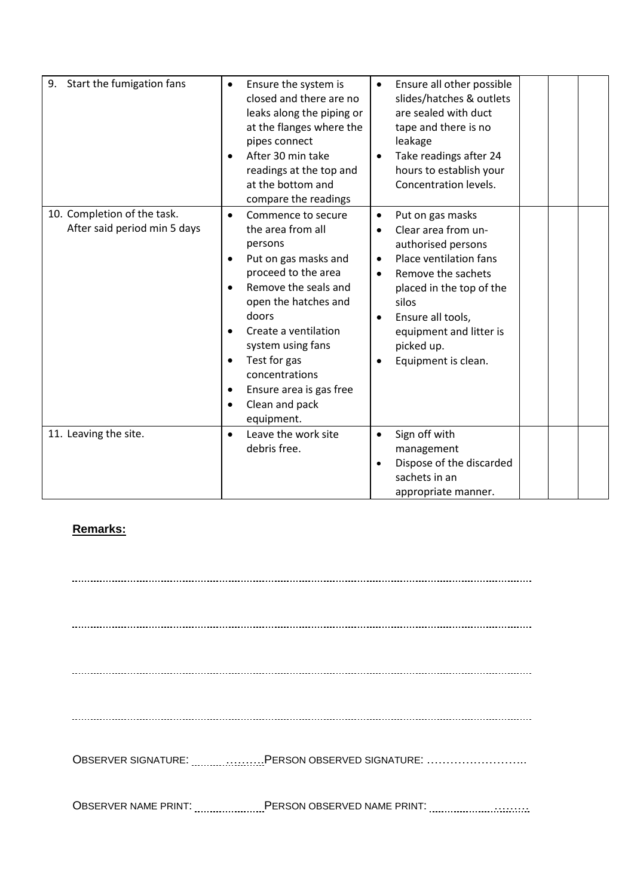| | | | | | |
|---|---|---|---|---|---|
| 9. Start the fumigation fans | • Ensure the system is closed and there are no leaks along the piping or at the flanges where the pipes connect<br>• After 30 min take readings at the top and at the bottom and compare the readings | • Ensure all other possible slides/hatches & outlets are sealed with duct tape and there is no leakage<br>• Take readings after 24 hours to establish your Concentration levels. | | | |
| 10. Completion of the task. After said period min 5 days | • Commence to secure the area from all persons<br>• Put on gas masks and proceed to the area<br>• Remove the seals and open the hatches and doors<br>• Create a ventilation system using fans<br>• Test for gas concentrations<br>• Ensure area is gas free<br>• Clean and pack equipment. | • Put on gas masks<br>• Clear area from un-authorised persons<br>• Place ventilation fans<br>• Remove the sachets placed in the top of the silos<br>• Ensure all tools, equipment and litter is picked up.<br>• Equipment is clean. | | | |
| 11. Leaving the site. | • Leave the work site debris free. | • Sign off with management<br>• Dispose of the discarded sachets in an appropriate manner. | | | |

**Remarks:**

.................................................................................................................................................

.................................................................................................................................................

.................................................................................................................................................

.................................................................................................................................................

OBSERVER SIGNATURE: ....................PERSON OBSERVED SIGNATURE: ……………………..

OBSERVER NAME PRINT: ....................PERSON OBSERVED NAME PRINT: ..............................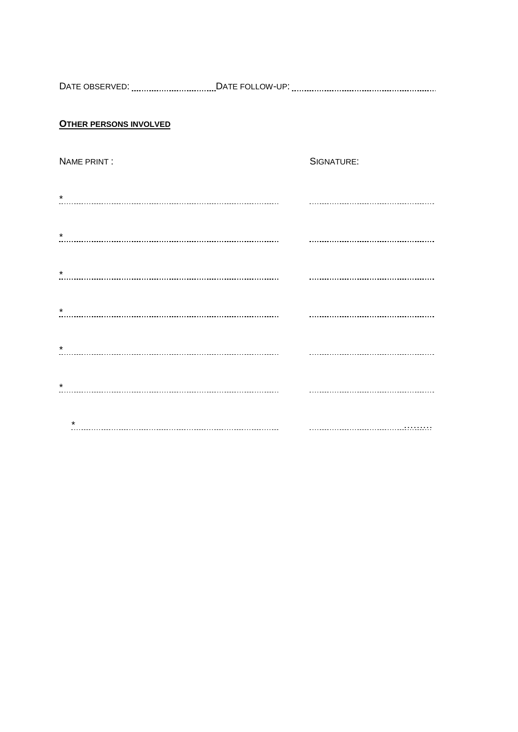DATE OBSERVED: .............................. DATE FOLLOW-UP: ....................................................

**OTHER PERSONS INVOLVED**

| NAME PRINT : | SIGNATURE: |
| --- | --- |
| * ..................................................................... | .................................................... |
| * ..................................................................... | .................................................... |
| * ..................................................................... | .................................................... |
| * ..................................................................... | .................................................... |
| * ..................................................................... | .................................................... |
| * ..................................................................... | .................................................... |
| * ..................................................................... | .................................................... |